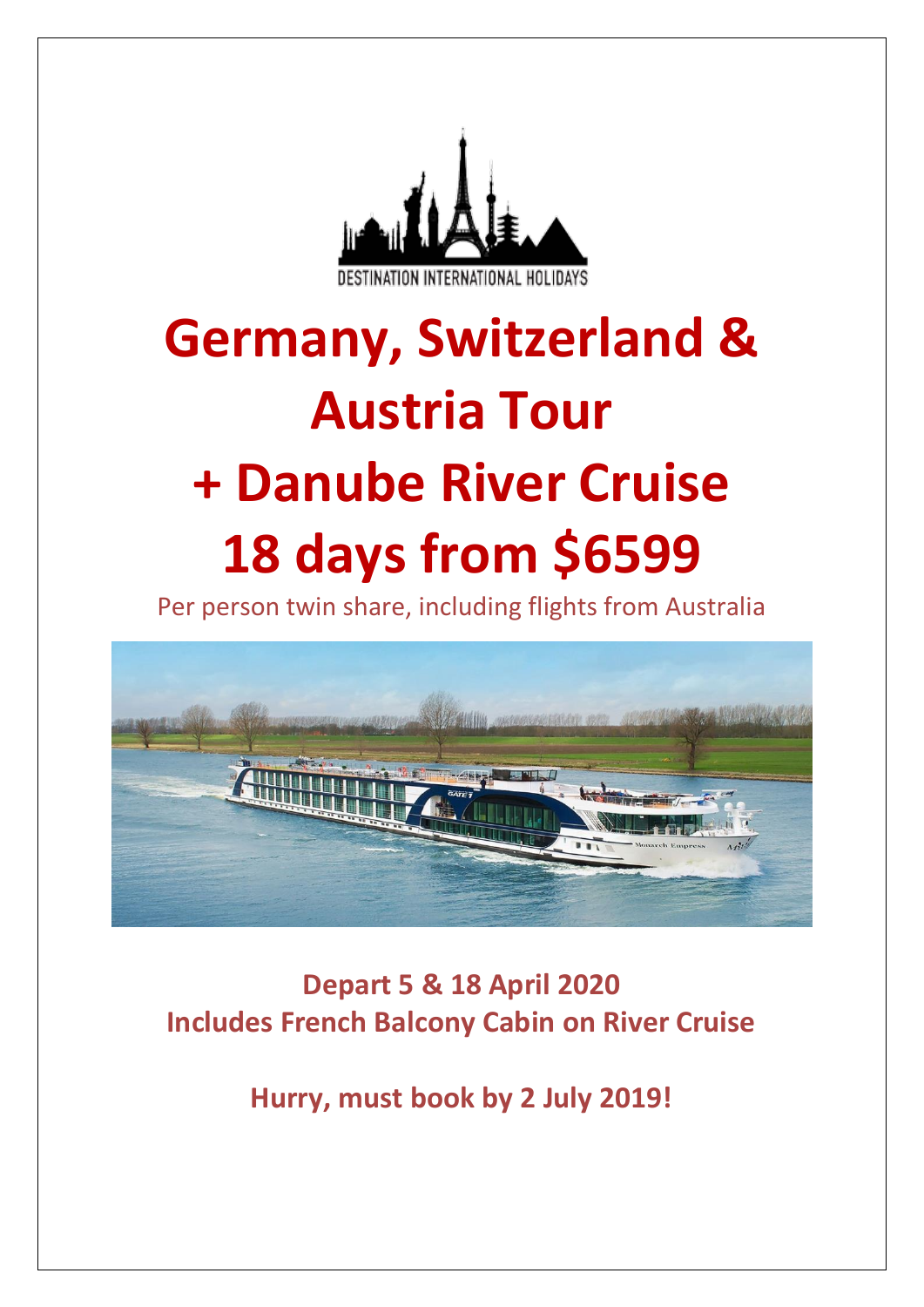DESTINATION INTERNATIONAL HOLIDAYS

# Germany, Switzerland & Austria Tour + Danube River Cruise 18 days from $6599

Per person twin share, including flights from Australia

**Depart 5 & 18 April 2020**
**Includes French Balcony Cabin on River Cruise**

**Hurry, must book by 2 July 2019!**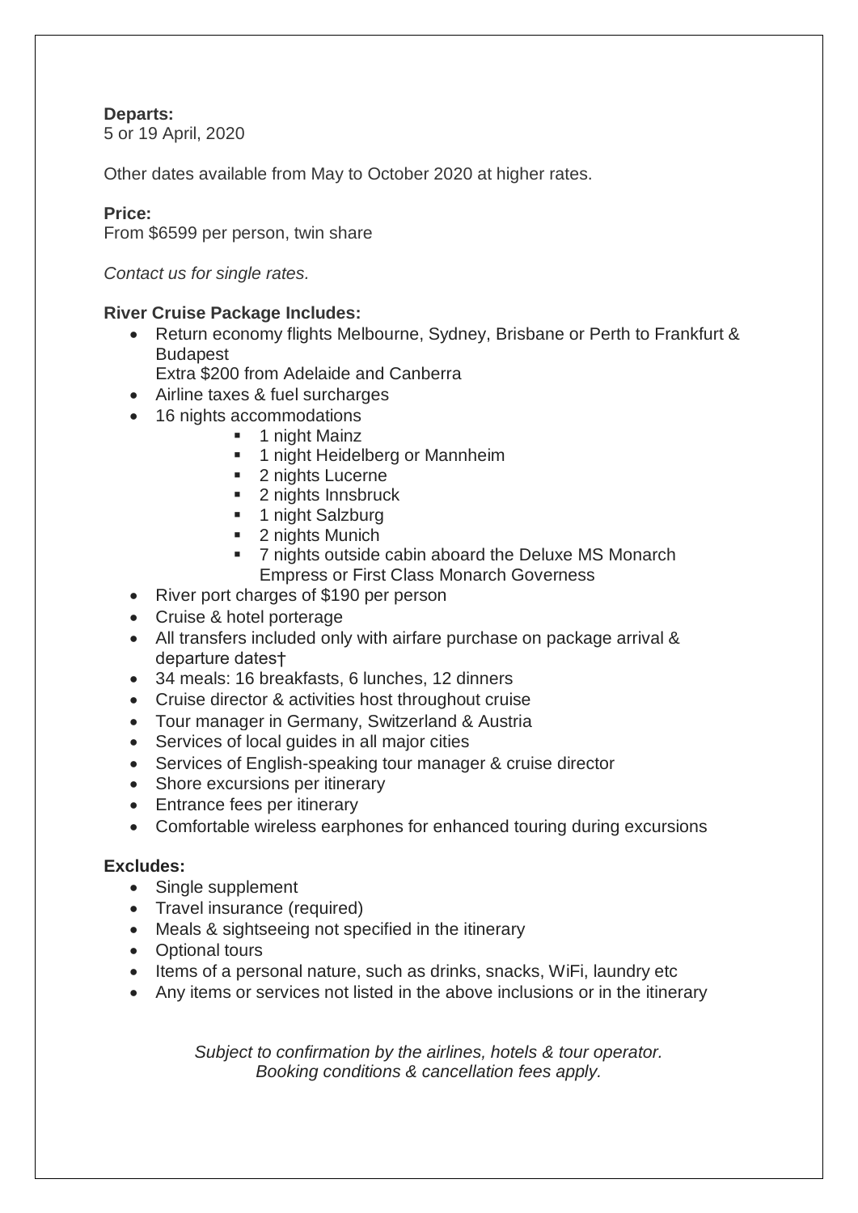**Departs:**
5 or 19 April, 2020

Other dates available from May to October 2020 at higher rates.

**Price:**
From $6599 per person, twin share

*Contact us for single rates.*

**River Cruise Package Includes:**

- Return economy flights Melbourne, Sydney, Brisbane or Perth to Frankfurt & Budapest
  Extra $200 from Adelaide and Canberra
- Airline taxes & fuel surcharges
- 16 nights accommodations
    - 1 night Mainz
    - 1 night Heidelberg or Mannheim
    - 2 nights Lucerne
    - 2 nights Innsbruck
    - 1 night Salzburg
    - 2 nights Munich
    - 7 nights outside cabin aboard the Deluxe MS Monarch Empress or First Class Monarch Governess
- River port charges of $190 per person
- Cruise & hotel porterage
- All transfers included only with airfare purchase on package arrival & departure dates†
- 34 meals: 16 breakfasts, 6 lunches, 12 dinners
- Cruise director & activities host throughout cruise
- Tour manager in Germany, Switzerland & Austria
- Services of local guides in all major cities
- Services of English-speaking tour manager & cruise director
- Shore excursions per itinerary
- Entrance fees per itinerary
- Comfortable wireless earphones for enhanced touring during excursions

**Excludes:**

- Single supplement
- Travel insurance (required)
- Meals & sightseeing not specified in the itinerary
- Optional tours
- Items of a personal nature, such as drinks, snacks, WiFi, laundry etc
- Any items or services not listed in the above inclusions or in the itinerary

*Subject to confirmation by the airlines, hotels & tour operator.*
*Booking conditions & cancellation fees apply.*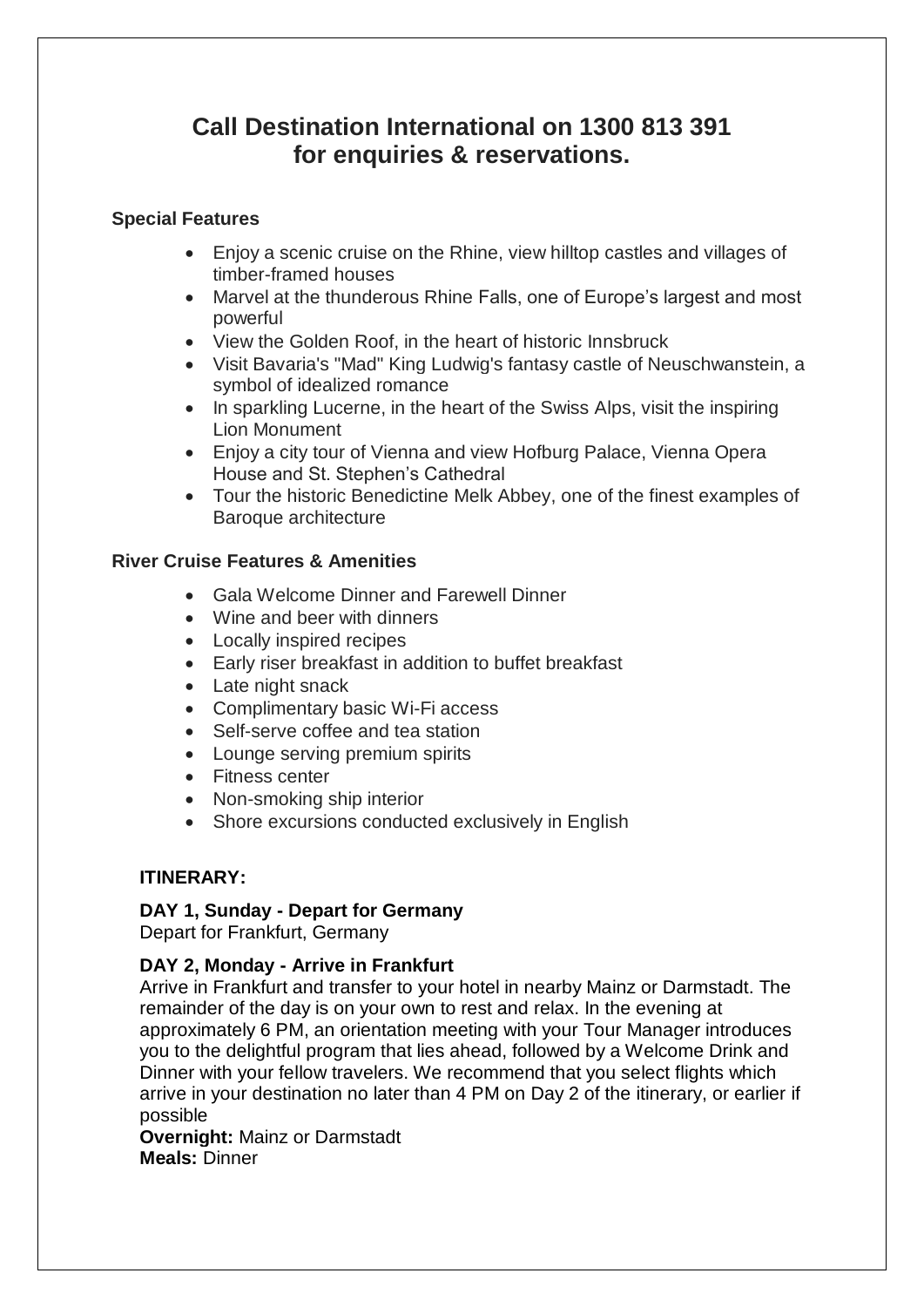# Call Destination International on 1300 813 391 for enquiries & reservations.

### Special Features

- Enjoy a scenic cruise on the Rhine, view hilltop castles and villages of timber-framed houses
- Marvel at the thunderous Rhine Falls, one of Europe's largest and most powerful
- View the Golden Roof, in the heart of historic Innsbruck
- Visit Bavaria's "Mad" King Ludwig's fantasy castle of Neuschwanstein, a symbol of idealized romance
- In sparkling Lucerne, in the heart of the Swiss Alps, visit the inspiring Lion Monument
- Enjoy a city tour of Vienna and view Hofburg Palace, Vienna Opera House and St. Stephen's Cathedral
- Tour the historic Benedictine Melk Abbey, one of the finest examples of Baroque architecture

### River Cruise Features & Amenities

- Gala Welcome Dinner and Farewell Dinner
- Wine and beer with dinners
- Locally inspired recipes
- Early riser breakfast in addition to buffet breakfast
- Late night snack
- Complimentary basic Wi-Fi access
- Self-serve coffee and tea station
- Lounge serving premium spirits
- Fitness center
- Non-smoking ship interior
- Shore excursions conducted exclusively in English

### ITINERARY:

**DAY 1, Sunday - Depart for Germany**
Depart for Frankfurt, Germany

**DAY 2, Monday - Arrive in Frankfurt**
Arrive in Frankfurt and transfer to your hotel in nearby Mainz or Darmstadt. The remainder of the day is on your own to rest and relax. In the evening at approximately 6 PM, an orientation meeting with your Tour Manager introduces you to the delightful program that lies ahead, followed by a Welcome Drink and Dinner with your fellow travelers. We recommend that you select flights which arrive in your destination no later than 4 PM on Day 2 of the itinerary, or earlier if possible
**Overnight:** Mainz or Darmstadt
**Meals:** Dinner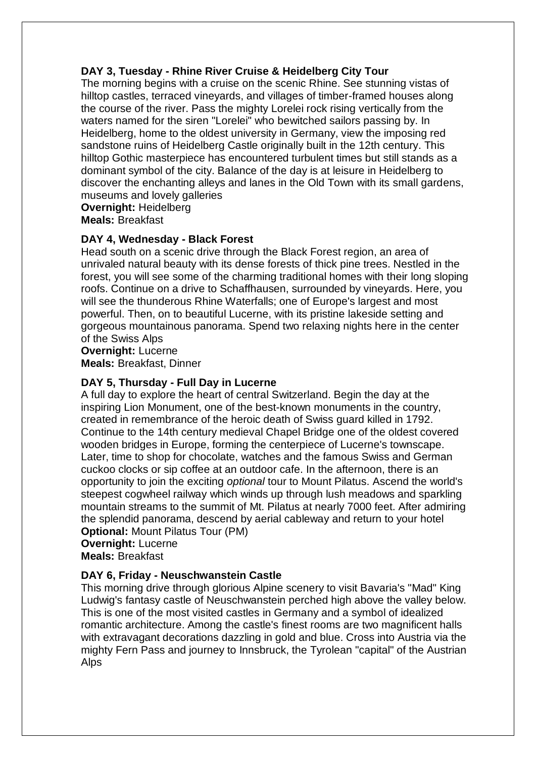**DAY 3, Tuesday - Rhine River Cruise & Heidelberg City Tour**

The morning begins with a cruise on the scenic Rhine. See stunning vistas of hilltop castles, terraced vineyards, and villages of timber-framed houses along the course of the river. Pass the mighty Lorelei rock rising vertically from the waters named for the siren "Lorelei" who bewitched sailors passing by. In Heidelberg, home to the oldest university in Germany, view the imposing red sandstone ruins of Heidelberg Castle originally built in the 12th century. This hilltop Gothic masterpiece has encountered turbulent times but still stands as a dominant symbol of the city. Balance of the day is at leisure in Heidelberg to discover the enchanting alleys and lanes in the Old Town with its small gardens, museums and lovely galleries

**Overnight:** Heidelberg
**Meals:** Breakfast

**DAY 4, Wednesday - Black Forest**

Head south on a scenic drive through the Black Forest region, an area of unrivaled natural beauty with its dense forests of thick pine trees. Nestled in the forest, you will see some of the charming traditional homes with their long sloping roofs. Continue on a drive to Schaffhausen, surrounded by vineyards. Here, you will see the thunderous Rhine Waterfalls; one of Europe's largest and most powerful. Then, on to beautiful Lucerne, with its pristine lakeside setting and gorgeous mountainous panorama. Spend two relaxing nights here in the center of the Swiss Alps

**Overnight:** Lucerne
**Meals:** Breakfast, Dinner

**DAY 5, Thursday - Full Day in Lucerne**

A full day to explore the heart of central Switzerland. Begin the day at the inspiring Lion Monument, one of the best-known monuments in the country, created in remembrance of the heroic death of Swiss guard killed in 1792. Continue to the 14th century medieval Chapel Bridge one of the oldest covered wooden bridges in Europe, forming the centerpiece of Lucerne's townscape. Later, time to shop for chocolate, watches and the famous Swiss and German cuckoo clocks or sip coffee at an outdoor cafe. In the afternoon, there is an opportunity to join the exciting *optional* tour to Mount Pilatus. Ascend the world's steepest cogwheel railway which winds up through lush meadows and sparkling mountain streams to the summit of Mt. Pilatus at nearly 7000 feet. After admiring the splendid panorama, descend by aerial cableway and return to your hotel

**Optional:** Mount Pilatus Tour (PM)
**Overnight:** Lucerne
**Meals:** Breakfast

**DAY 6, Friday - Neuschwanstein Castle**

This morning drive through glorious Alpine scenery to visit Bavaria's "Mad" King Ludwig's fantasy castle of Neuschwanstein perched high above the valley below. This is one of the most visited castles in Germany and a symbol of idealized romantic architecture. Among the castle's finest rooms are two magnificent halls with extravagant decorations dazzling in gold and blue. Cross into Austria via the mighty Fern Pass and journey to Innsbruck, the Tyrolean "capital" of the Austrian Alps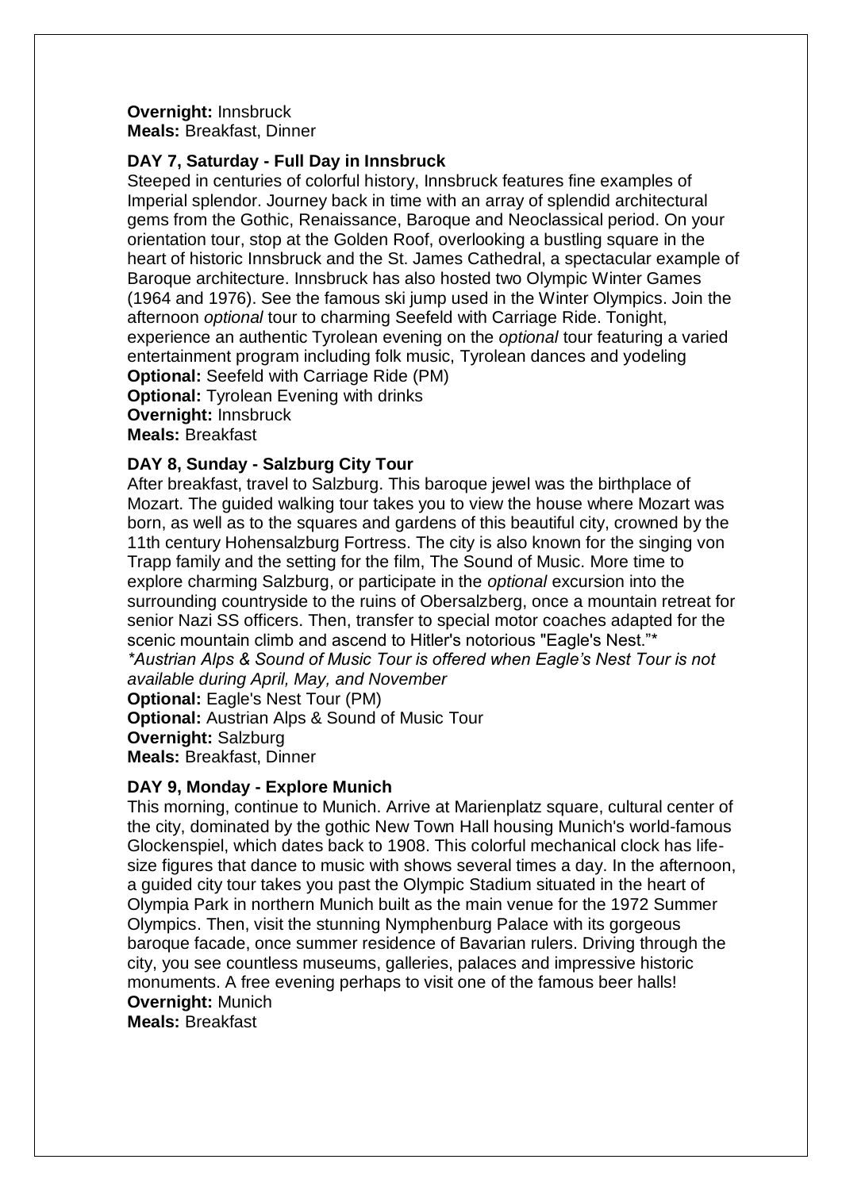**Overnight:** Innsbruck
**Meals:** Breakfast, Dinner

**DAY 7, Saturday - Full Day in Innsbruck**

Steeped in centuries of colorful history, Innsbruck features fine examples of Imperial splendor. Journey back in time with an array of splendid architectural gems from the Gothic, Renaissance, Baroque and Neoclassical period. On your orientation tour, stop at the Golden Roof, overlooking a bustling square in the heart of historic Innsbruck and the St. James Cathedral, a spectacular example of Baroque architecture. Innsbruck has also hosted two Olympic Winter Games (1964 and 1976). See the famous ski jump used in the Winter Olympics. Join the afternoon *optional* tour to charming Seefeld with Carriage Ride. Tonight, experience an authentic Tyrolean evening on the *optional* tour featuring a varied entertainment program including folk music, Tyrolean dances and yodeling
**Optional:** Seefeld with Carriage Ride (PM)
**Optional:** Tyrolean Evening with drinks
**Overnight:** Innsbruck
**Meals:** Breakfast

**DAY 8, Sunday - Salzburg City Tour**

After breakfast, travel to Salzburg. This baroque jewel was the birthplace of Mozart. The guided walking tour takes you to view the house where Mozart was born, as well as to the squares and gardens of this beautiful city, crowned by the 11th century Hohensalzburg Fortress. The city is also known for the singing von Trapp family and the setting for the film, The Sound of Music. More time to explore charming Salzburg, or participate in the *optional* excursion into the surrounding countryside to the ruins of Obersalzberg, once a mountain retreat for senior Nazi SS officers. Then, transfer to special motor coaches adapted for the scenic mountain climb and ascend to Hitler's notorious "Eagle's Nest."*
*\*Austrian Alps & Sound of Music Tour is offered when Eagle's Nest Tour is not available during April, May, and November*
**Optional:** Eagle's Nest Tour (PM)
**Optional:** Austrian Alps & Sound of Music Tour
**Overnight:** Salzburg
**Meals:** Breakfast, Dinner

**DAY 9, Monday - Explore Munich**

This morning, continue to Munich. Arrive at Marienplatz square, cultural center of the city, dominated by the gothic New Town Hall housing Munich's world-famous Glockenspiel, which dates back to 1908. This colorful mechanical clock has life-size figures that dance to music with shows several times a day. In the afternoon, a guided city tour takes you past the Olympic Stadium situated in the heart of Olympia Park in northern Munich built as the main venue for the 1972 Summer Olympics. Then, visit the stunning Nymphenburg Palace with its gorgeous baroque facade, once summer residence of Bavarian rulers. Driving through the city, you see countless museums, galleries, palaces and impressive historic monuments. A free evening perhaps to visit one of the famous beer halls!
**Overnight:** Munich
**Meals:** Breakfast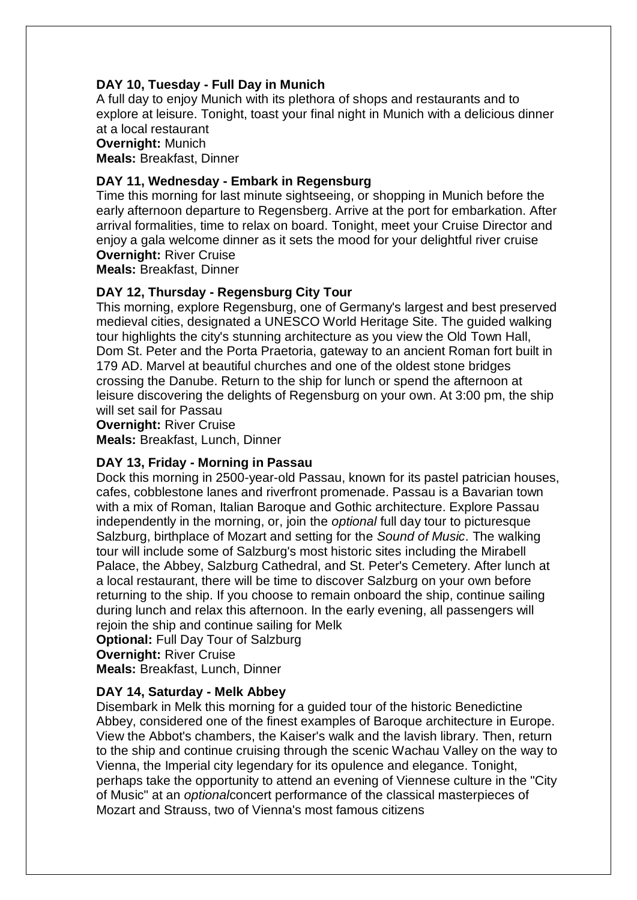**DAY 10, Tuesday - Full Day in Munich**

A full day to enjoy Munich with its plethora of shops and restaurants and to explore at leisure. Tonight, toast your final night in Munich with a delicious dinner at a local restaurant

**Overnight:** Munich

**Meals:** Breakfast, Dinner

**DAY 11, Wednesday - Embark in Regensburg**

Time this morning for last minute sightseeing, or shopping in Munich before the early afternoon departure to Regensberg. Arrive at the port for embarkation. After arrival formalities, time to relax on board. Tonight, meet your Cruise Director and enjoy a gala welcome dinner as it sets the mood for your delightful river cruise

**Overnight:** River Cruise

**Meals:** Breakfast, Dinner

**DAY 12, Thursday - Regensburg City Tour**

This morning, explore Regensburg, one of Germany's largest and best preserved medieval cities, designated a UNESCO World Heritage Site. The guided walking tour highlights the city's stunning architecture as you view the Old Town Hall, Dom St. Peter and the Porta Praetoria, gateway to an ancient Roman fort built in 179 AD. Marvel at beautiful churches and one of the oldest stone bridges crossing the Danube. Return to the ship for lunch or spend the afternoon at leisure discovering the delights of Regensburg on your own. At 3:00 pm, the ship will set sail for Passau

**Overnight:** River Cruise

**Meals:** Breakfast, Lunch, Dinner

**DAY 13, Friday - Morning in Passau**

Dock this morning in 2500-year-old Passau, known for its pastel patrician houses, cafes, cobblestone lanes and riverfront promenade. Passau is a Bavarian town with a mix of Roman, Italian Baroque and Gothic architecture. Explore Passau independently in the morning, or, join the *optional* full day tour to picturesque Salzburg, birthplace of Mozart and setting for the *Sound of Music*. The walking tour will include some of Salzburg's most historic sites including the Mirabell Palace, the Abbey, Salzburg Cathedral, and St. Peter's Cemetery. After lunch at a local restaurant, there will be time to discover Salzburg on your own before returning to the ship. If you choose to remain onboard the ship, continue sailing during lunch and relax this afternoon. In the early evening, all passengers will rejoin the ship and continue sailing for Melk

**Optional:** Full Day Tour of Salzburg

**Overnight:** River Cruise

**Meals:** Breakfast, Lunch, Dinner

**DAY 14, Saturday - Melk Abbey**

Disembark in Melk this morning for a guided tour of the historic Benedictine Abbey, considered one of the finest examples of Baroque architecture in Europe. View the Abbot's chambers, the Kaiser's walk and the lavish library. Then, return to the ship and continue cruising through the scenic Wachau Valley on the way to Vienna, the Imperial city legendary for its opulence and elegance. Tonight, perhaps take the opportunity to attend an evening of Viennese culture in the "City of Music" at an *optional*concert performance of the classical masterpieces of Mozart and Strauss, two of Vienna's most famous citizens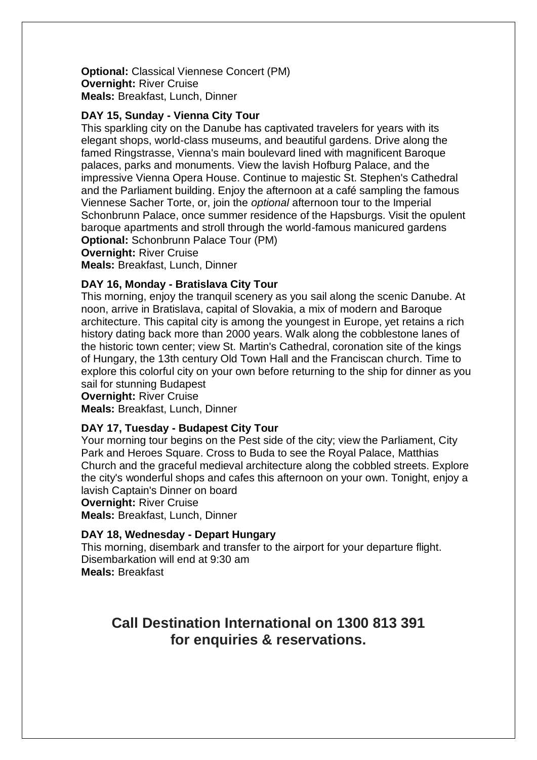**Optional:** Classical Viennese Concert (PM)
**Overnight:** River Cruise
**Meals:** Breakfast, Lunch, Dinner

**DAY 15, Sunday - Vienna City Tour**

This sparkling city on the Danube has captivated travelers for years with its elegant shops, world-class museums, and beautiful gardens. Drive along the famed Ringstrasse, Vienna's main boulevard lined with magnificent Baroque palaces, parks and monuments. View the lavish Hofburg Palace, and the impressive Vienna Opera House. Continue to majestic St. Stephen's Cathedral and the Parliament building. Enjoy the afternoon at a café sampling the famous Viennese Sacher Torte, or, join the *optional* afternoon tour to the Imperial Schonbrunn Palace, once summer residence of the Hapsburgs. Visit the opulent baroque apartments and stroll through the world-famous manicured gardens
**Optional:** Schonbrunn Palace Tour (PM)
**Overnight:** River Cruise
**Meals:** Breakfast, Lunch, Dinner

**DAY 16, Monday - Bratislava City Tour**

This morning, enjoy the tranquil scenery as you sail along the scenic Danube. At noon, arrive in Bratislava, capital of Slovakia, a mix of modern and Baroque architecture. This capital city is among the youngest in Europe, yet retains a rich history dating back more than 2000 years. Walk along the cobblestone lanes of the historic town center; view St. Martin's Cathedral, coronation site of the kings of Hungary, the 13th century Old Town Hall and the Franciscan church. Time to explore this colorful city on your own before returning to the ship for dinner as you sail for stunning Budapest
**Overnight:** River Cruise
**Meals:** Breakfast, Lunch, Dinner

**DAY 17, Tuesday - Budapest City Tour**

Your morning tour begins on the Pest side of the city; view the Parliament, City Park and Heroes Square. Cross to Buda to see the Royal Palace, Matthias Church and the graceful medieval architecture along the cobbled streets. Explore the city's wonderful shops and cafes this afternoon on your own. Tonight, enjoy a lavish Captain's Dinner on board
**Overnight:** River Cruise
**Meals:** Breakfast, Lunch, Dinner

**DAY 18, Wednesday - Depart Hungary**

This morning, disembark and transfer to the airport for your departure flight. Disembarkation will end at 9:30 am
**Meals:** Breakfast

## Call Destination International on 1300 813 391 for enquiries & reservations.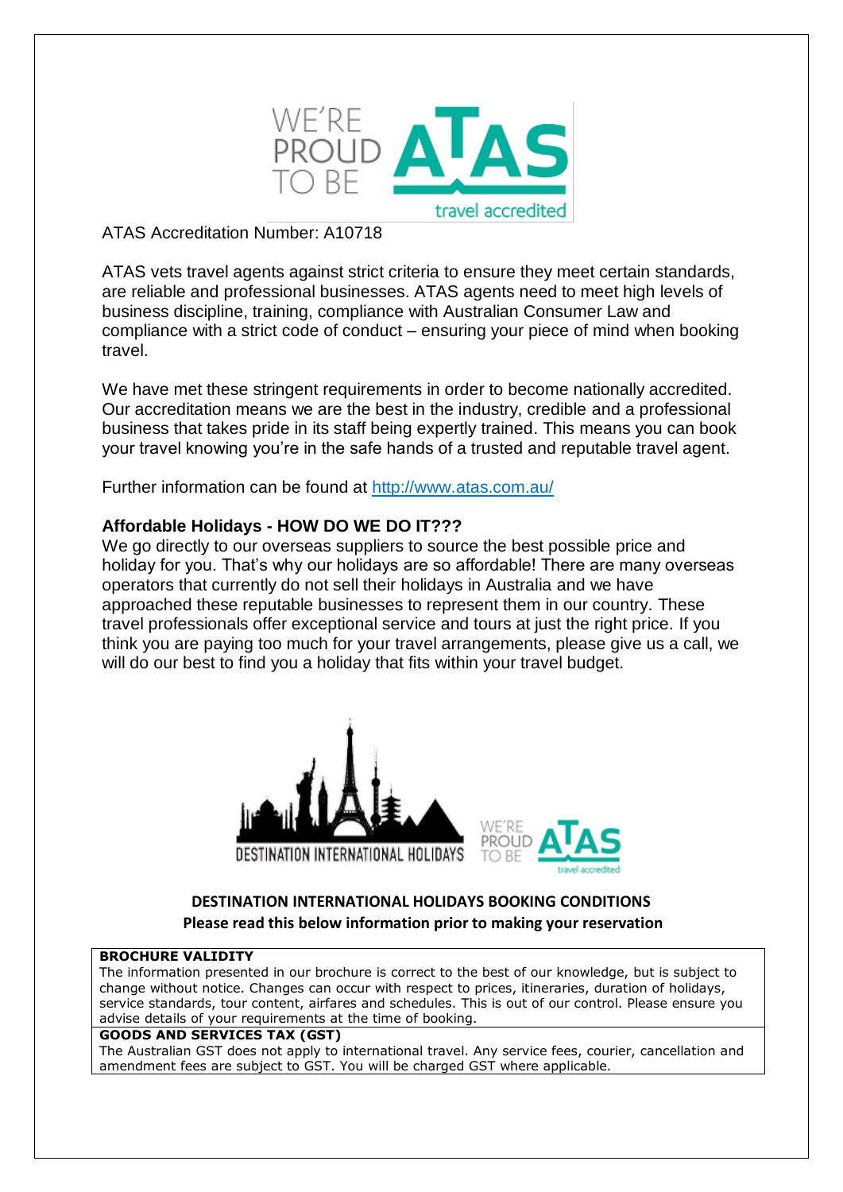ATAS Accreditation Number: A10718

ATAS vets travel agents against strict criteria to ensure they meet certain standards, are reliable and professional businesses. ATAS agents need to meet high levels of business discipline, training, compliance with Australian Consumer Law and compliance with a strict code of conduct – ensuring your piece of mind when booking travel.

We have met these stringent requirements in order to become nationally accredited. Our accreditation means we are the best in the industry, credible and a professional business that takes pride in its staff being expertly trained. This means you can book your travel knowing you're in the safe hands of a trusted and reputable travel agent.

Further information can be found at http://www.atas.com.au/

### Affordable Holidays - HOW DO WE DO IT???

We go directly to our overseas suppliers to source the best possible price and holiday for you. That's why our holidays are so affordable! There are many overseas operators that currently do not sell their holidays in Australia and we have approached these reputable businesses to represent them in our country. These travel professionals offer exceptional service and tours at just the right price. If you think you are paying too much for your travel arrangements, please give us a call, we will do our best to find you a holiday that fits within your travel budget.

## DESTINATION INTERNATIONAL HOLIDAYS BOOKING CONDITIONS

**Please read this below information prior to making your reservation**

**BROCHURE VALIDITY**

The information presented in our brochure is correct to the best of our knowledge, but is subject to change without notice. Changes can occur with respect to prices, itineraries, duration of holidays, service standards, tour content, airfares and schedules. This is out of our control. Please ensure you advise details of your requirements at the time of booking.

**GOODS AND SERVICES TAX (GST)**

The Australian GST does not apply to international travel. Any service fees, courier, cancellation and amendment fees are subject to GST. You will be charged GST where applicable.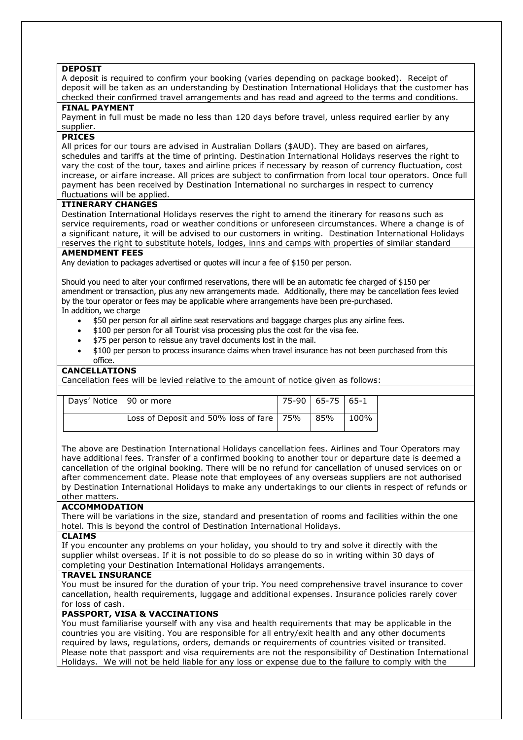**DEPOSIT**

A deposit is required to confirm your booking (varies depending on package booked). Receipt of deposit will be taken as an understanding by Destination International Holidays that the customer has checked their confirmed travel arrangements and has read and agreed to the terms and conditions.

**FINAL PAYMENT**

Payment in full must be made no less than 120 days before travel, unless required earlier by any supplier.

**PRICES**

All prices for our tours are advised in Australian Dollars ($AUD). They are based on airfares, schedules and tariffs at the time of printing. Destination International Holidays reserves the right to vary the cost of the tour, taxes and airline prices if necessary by reason of currency fluctuation, cost increase, or airfare increase. All prices are subject to confirmation from local tour operators. Once full payment has been received by Destination International no surcharges in respect to currency fluctuations will be applied.

**ITINERARY CHANGES**

Destination International Holidays reserves the right to amend the itinerary for reasons such as service requirements, road or weather conditions or unforeseen circumstances. Where a change is of a significant nature, it will be advised to our customers in writing. Destination International Holidays reserves the right to substitute hotels, lodges, inns and camps with properties of similar standard

**AMENDMENT FEES**

Any deviation to packages advertised or quotes will incur a fee of $150 per person.

Should you need to alter your confirmed reservations, there will be an automatic fee charged of $150 per amendment or transaction, plus any new arrangements made. Additionally, there may be cancellation fees levied by the tour operator or fees may be applicable where arrangements have been pre-purchased.
In addition, we charge

- $50 per person for all airline seat reservations and baggage charges plus any airline fees.
- $100 per person for all Tourist visa processing plus the cost for the visa fee.
- $75 per person to reissue any travel documents lost in the mail.
- $100 per person to process insurance claims when travel insurance has not been purchased from this office.

**CANCELLATIONS**

Cancellation fees will be levied relative to the amount of notice given as follows:

| Days' Notice | 90 or more | 75-90 | 65-75 | 65-1 |
|---|---|---|---|---|
| | Loss of Deposit and 50% loss of fare | 75% | 85% | 100% |

The above are Destination International Holidays cancellation fees. Airlines and Tour Operators may have additional fees. Transfer of a confirmed booking to another tour or departure date is deemed a cancellation of the original booking. There will be no refund for cancellation of unused services on or after commencement date. Please note that employees of any overseas suppliers are not authorised by Destination International Holidays to make any undertakings to our clients in respect of refunds or other matters.

**ACCOMMODATION**

There will be variations in the size, standard and presentation of rooms and facilities within the one hotel. This is beyond the control of Destination International Holidays.

**CLAIMS**

If you encounter any problems on your holiday, you should to try and solve it directly with the supplier whilst overseas. If it is not possible to do so please do so in writing within 30 days of completing your Destination International Holidays arrangements.

**TRAVEL INSURANCE**

You must be insured for the duration of your trip. You need comprehensive travel insurance to cover cancellation, health requirements, luggage and additional expenses. Insurance policies rarely cover for loss of cash.

**PASSPORT, VISA & VACCINATIONS**

You must familiarise yourself with any visa and health requirements that may be applicable in the countries you are visiting. You are responsible for all entry/exit health and any other documents required by laws, regulations, orders, demands or requirements of countries visited or transited. Please note that passport and visa requirements are not the responsibility of Destination International Holidays. We will not be held liable for any loss or expense due to the failure to comply with the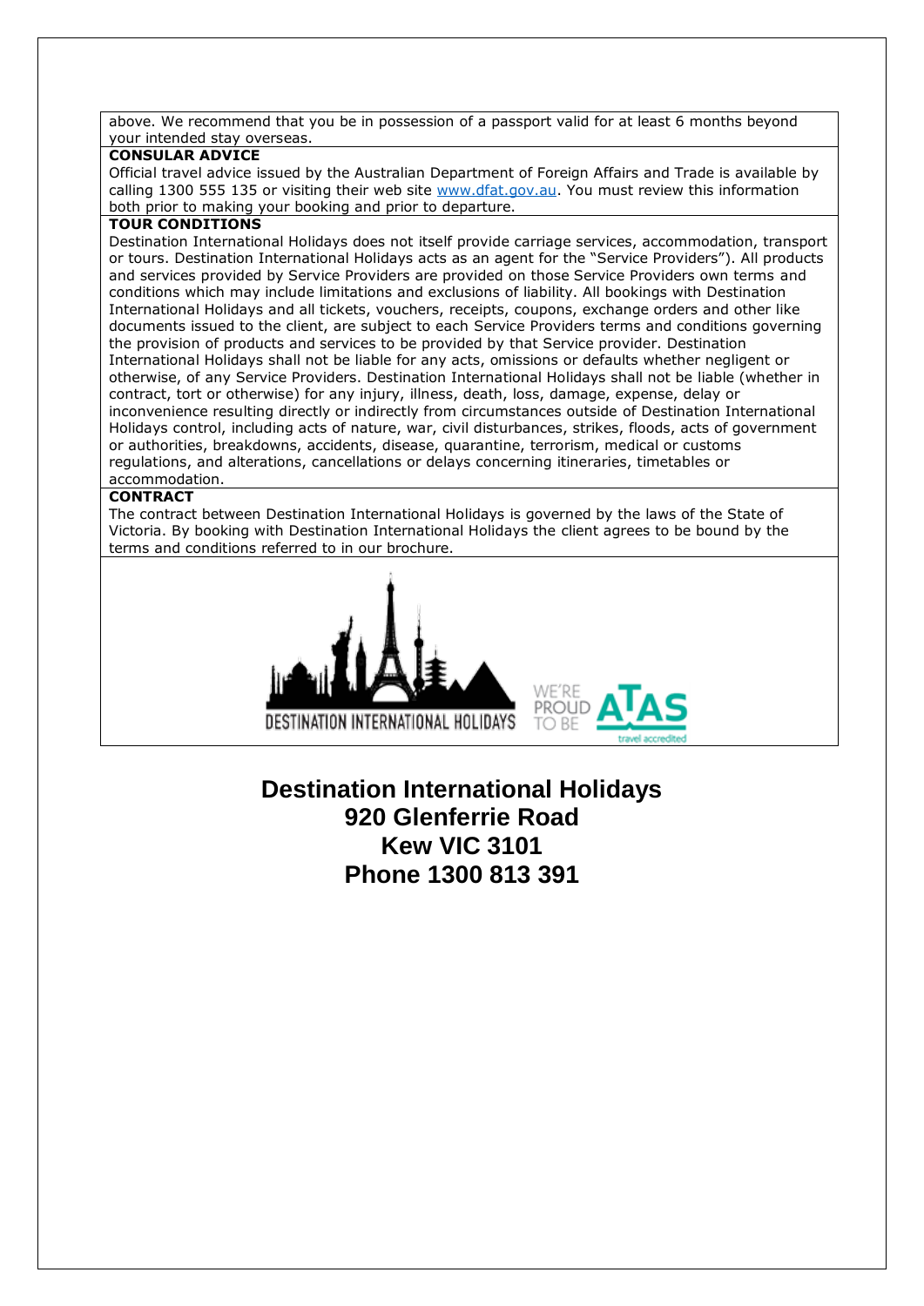above. We recommend that you be in possession of a passport valid for at least 6 months beyond your intended stay overseas.

**CONSULAR ADVICE**

Official travel advice issued by the Australian Department of Foreign Affairs and Trade is available by calling 1300 555 135 or visiting their web site www.dfat.gov.au. You must review this information both prior to making your booking and prior to departure.

**TOUR CONDITIONS**

Destination International Holidays does not itself provide carriage services, accommodation, transport or tours. Destination International Holidays acts as an agent for the "Service Providers"). All products and services provided by Service Providers are provided on those Service Providers own terms and conditions which may include limitations and exclusions of liability. All bookings with Destination International Holidays and all tickets, vouchers, receipts, coupons, exchange orders and other like documents issued to the client, are subject to each Service Providers terms and conditions governing the provision of products and services to be provided by that Service provider. Destination International Holidays shall not be liable for any acts, omissions or defaults whether negligent or otherwise, of any Service Providers. Destination International Holidays shall not be liable (whether in contract, tort or otherwise) for any injury, illness, death, loss, damage, expense, delay or inconvenience resulting directly or indirectly from circumstances outside of Destination International Holidays control, including acts of nature, war, civil disturbances, strikes, floods, acts of government or authorities, breakdowns, accidents, disease, quarantine, terrorism, medical or customs regulations, and alterations, cancellations or delays concerning itineraries, timetables or accommodation.

**CONTRACT**

The contract between Destination International Holidays is governed by the laws of the State of Victoria. By booking with Destination International Holidays the client agrees to be bound by the terms and conditions referred to in our brochure.

DESTINATION INTERNATIONAL HOLIDAYS

WE'RE PROUD TO BE ATAS travel accredited

**Destination International Holidays**
**920 Glenferrie Road**
**Kew VIC 3101**
**Phone 1300 813 391**